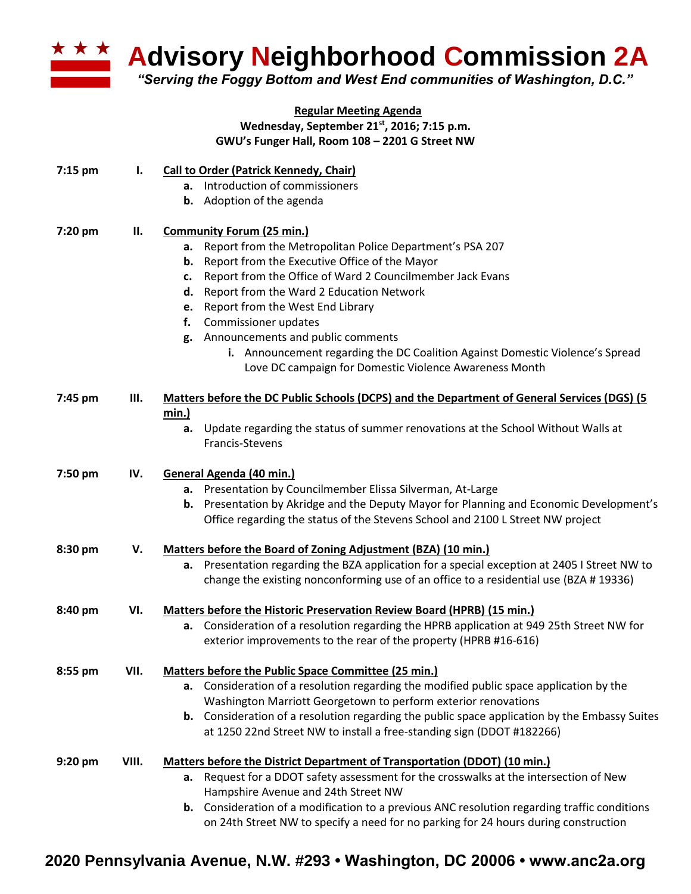# ★ ★ ★ Advisory Neighborhood Commission 2A

*"Serving the Foggy Bottom and West End communities of Washington, D.C."*

**Regular Meeting Agenda**
**Wednesday, September 21st, 2016; 7:15 p.m.**
**GWU's Funger Hall, Room 108 – 2201 G Street NW**

**7:15 pm — I. Call to Order (Patrick Kennedy, Chair)**

- **a.** Introduction of commissioners
- **b.** Adoption of the agenda

**7:20 pm — II. Community Forum (25 min.)**

- **a.** Report from the Metropolitan Police Department's PSA 207
- **b.** Report from the Executive Office of the Mayor
- **c.** Report from the Office of Ward 2 Councilmember Jack Evans
- **d.** Report from the Ward 2 Education Network
- **e.** Report from the West End Library
- **f.** Commissioner updates
- **g.** Announcements and public comments
  - **i.** Announcement regarding the DC Coalition Against Domestic Violence's Spread Love DC campaign for Domestic Violence Awareness Month

**7:45 pm — III. Matters before the DC Public Schools (DCPS) and the Department of General Services (DGS) (5 min.)**

- **a.** Update regarding the status of summer renovations at the School Without Walls at Francis-Stevens

**7:50 pm — IV. General Agenda (40 min.)**

- **a.** Presentation by Councilmember Elissa Silverman, At-Large
- **b.** Presentation by Akridge and the Deputy Mayor for Planning and Economic Development's Office regarding the status of the Stevens School and 2100 L Street NW project

**8:30 pm — V. Matters before the Board of Zoning Adjustment (BZA) (10 min.)**

- **a.** Presentation regarding the BZA application for a special exception at 2405 I Street NW to change the existing nonconforming use of an office to a residential use (BZA # 19336)

**8:40 pm — VI. Matters before the Historic Preservation Review Board (HPRB) (15 min.)**

- **a.** Consideration of a resolution regarding the HPRB application at 949 25th Street NW for exterior improvements to the rear of the property (HPRB #16-616)

**8:55 pm — VII. Matters before the Public Space Committee (25 min.)**

- **a.** Consideration of a resolution regarding the modified public space application by the Washington Marriott Georgetown to perform exterior renovations
- **b.** Consideration of a resolution regarding the public space application by the Embassy Suites at 1250 22nd Street NW to install a free-standing sign (DDOT #182266)

**9:20 pm — VIII. Matters before the District Department of Transportation (DDOT) (10 min.)**

- **a.** Request for a DDOT safety assessment for the crosswalks at the intersection of New Hampshire Avenue and 24th Street NW
- **b.** Consideration of a modification to a previous ANC resolution regarding traffic conditions on 24th Street NW to specify a need for no parking for 24 hours during construction

**2020 Pennsylvania Avenue, N.W. #293 • Washington, DC 20006 • www.anc2a.org**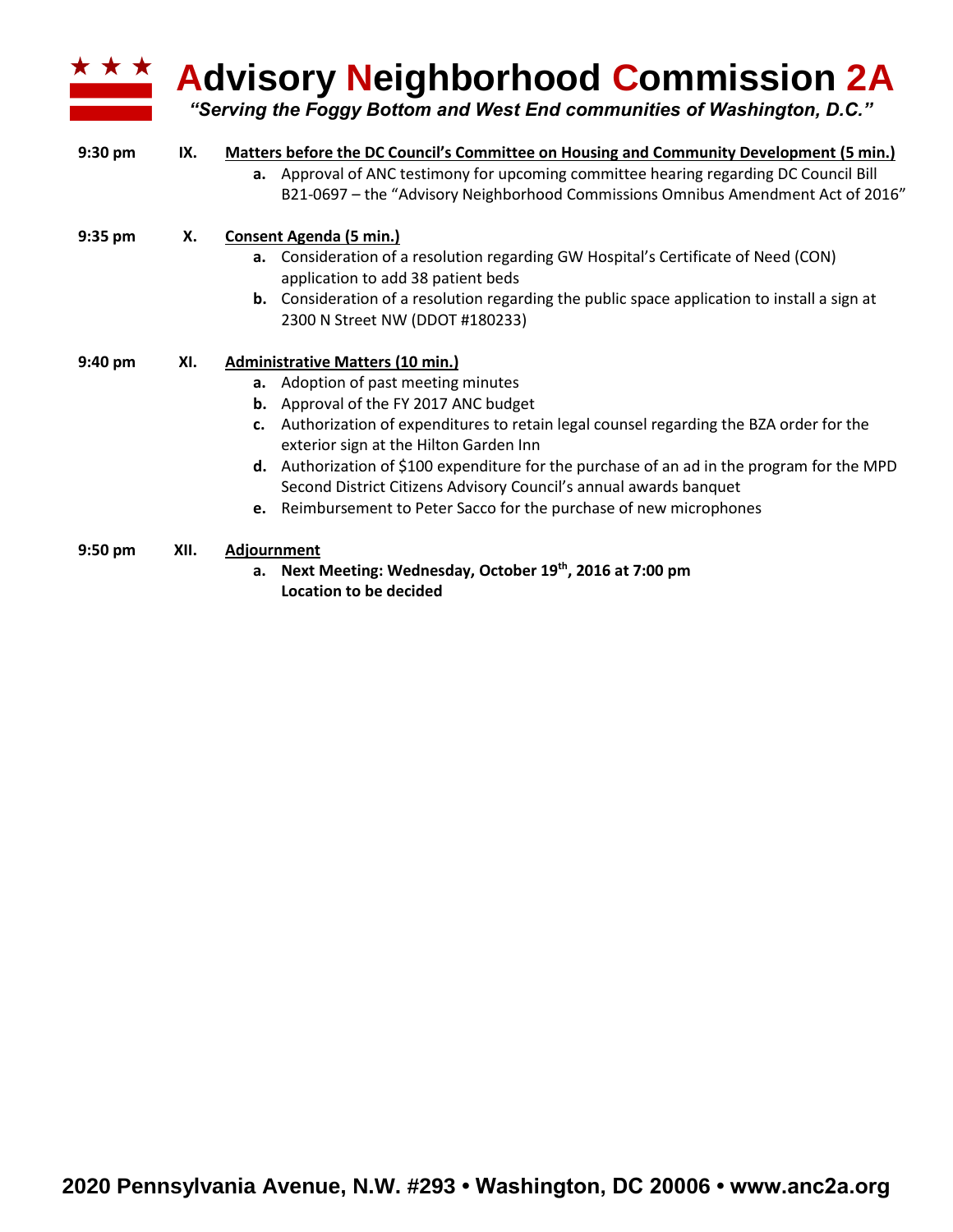# Advisory Neighborhood Commission 2A

*"Serving the Foggy Bottom and West End communities of Washington, D.C."*

**9:30 pm** **IX.** **Matters before the DC Council's Committee on Housing and Community Development (5 min.)**

- **a.** Approval of ANC testimony for upcoming committee hearing regarding DC Council Bill B21-0697 – the "Advisory Neighborhood Commissions Omnibus Amendment Act of 2016"

**9:35 pm** **X.** **Consent Agenda (5 min.)**

- **a.** Consideration of a resolution regarding GW Hospital's Certificate of Need (CON) application to add 38 patient beds
- **b.** Consideration of a resolution regarding the public space application to install a sign at 2300 N Street NW (DDOT #180233)

**9:40 pm** **XI.** **Administrative Matters (10 min.)**

- **a.** Adoption of past meeting minutes
- **b.** Approval of the FY 2017 ANC budget
- **c.** Authorization of expenditures to retain legal counsel regarding the BZA order for the exterior sign at the Hilton Garden Inn
- **d.** Authorization of $100 expenditure for the purchase of an ad in the program for the MPD Second District Citizens Advisory Council's annual awards banquet
- **e.** Reimbursement to Peter Sacco for the purchase of new microphones

**9:50 pm** **XII.** **Adjournment**

- **a.** **Next Meeting: Wednesday, October 19th, 2016 at 7:00 pm**
  **Location to be decided**

**2020 Pennsylvania Avenue, N.W. #293 • Washington, DC 20006 • www.anc2a.org**